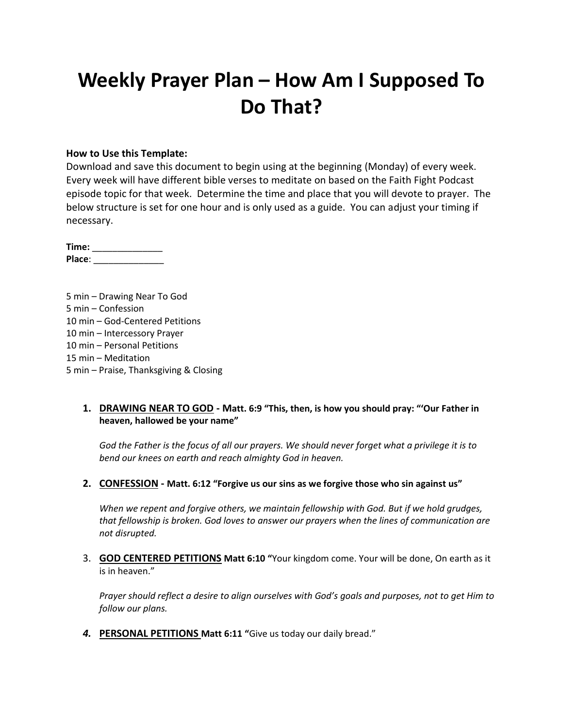# Weekly Prayer Plan – How Am I Supposed To Do That?

**How to Use this Template:**
Download and save this document to begin using at the beginning (Monday) of every week. Every week will have different bible verses to meditate on based on the Faith Fight Podcast episode topic for that week. Determine the time and place that you will devote to prayer. The below structure is set for one hour and is only used as a guide. You can adjust your timing if necessary.

**Time:** ______________
**Place**: ______________

5 min – Drawing Near To God
5 min – Confession
10 min – God-Centered Petitions
10 min – Intercessory Prayer
10 min – Personal Petitions
15 min – Meditation
5 min – Praise, Thanksgiving & Closing

1. **DRAWING NEAR TO GOD - Matt. 6:9 "This, then, is how you should pray: "'Our Father in heaven, hallowed be your name"**

   *God the Father is the focus of all our prayers. We should never forget what a privilege it is to bend our knees on earth and reach almighty God in heaven.*

2. **CONFESSION - Matt. 6:12 "Forgive us our sins as we forgive those who sin against us"**

   *When we repent and forgive others, we maintain fellowship with God. But if we hold grudges, that fellowship is broken. God loves to answer our prayers when the lines of communication are not disrupted.*

3. **GOD CENTERED PETITIONS Matt 6:10 "**Your kingdom come. Your will be done, On earth as it is in heaven."

   *Prayer should reflect a desire to align ourselves with God's goals and purposes, not to get Him to follow our plans.*

4. **PERSONAL PETITIONS Matt 6:11 "**Give us today our daily bread."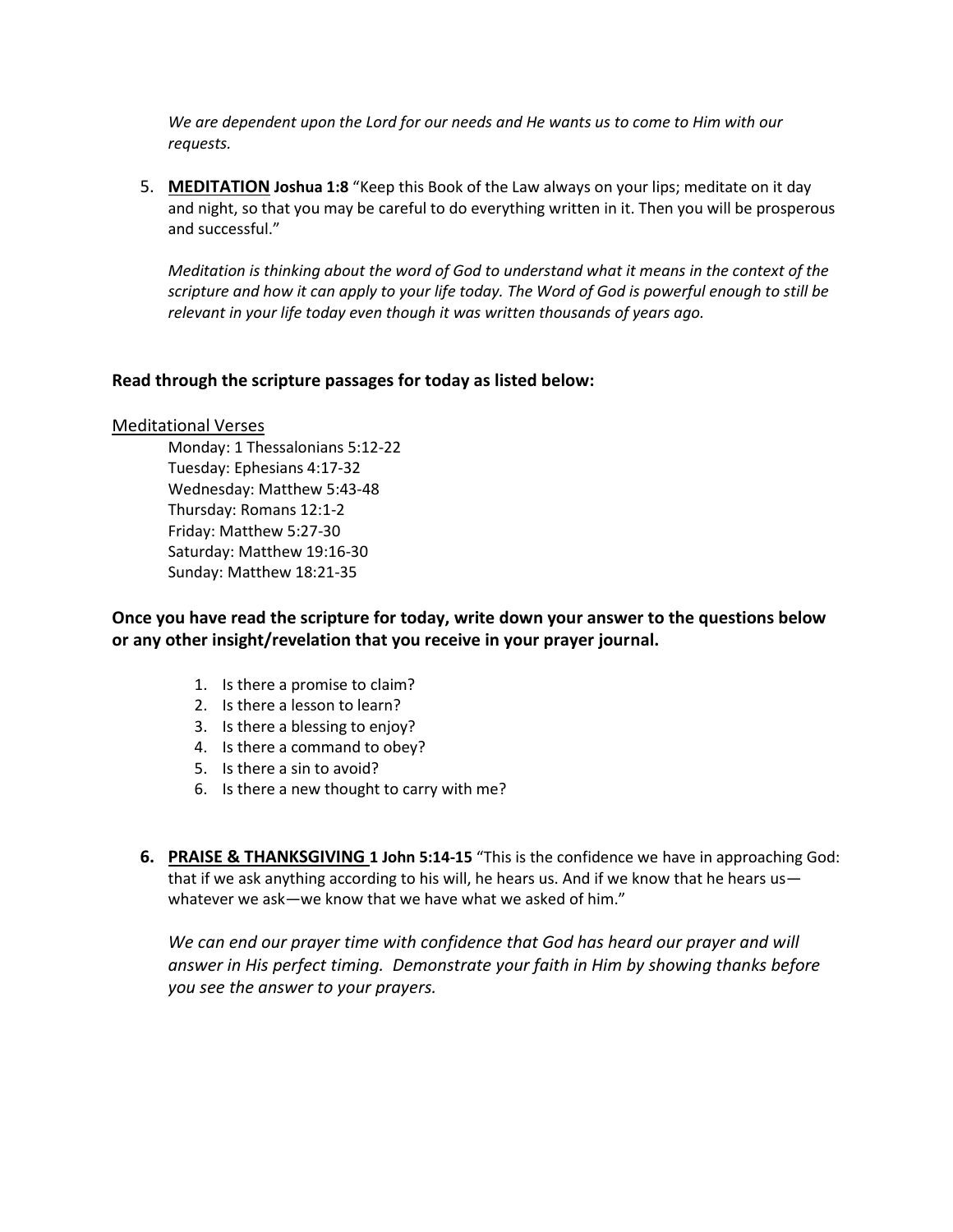*We are dependent upon the Lord for our needs and He wants us to come to Him with our requests.*

5. **MEDITATION** **Joshua 1:8** "Keep this Book of the Law always on your lips; meditate on it day and night, so that you may be careful to do everything written in it. Then you will be prosperous and successful."

   *Meditation is thinking about the word of God to understand what it means in the context of the scripture and how it can apply to your life today. The Word of God is powerful enough to still be relevant in your life today even though it was written thousands of years ago.*

**Read through the scripture passages for today as listed below:**

Meditational Verses

Monday: 1 Thessalonians 5:12-22
Tuesday: Ephesians 4:17-32
Wednesday: Matthew 5:43-48
Thursday: Romans 12:1-2
Friday: Matthew 5:27-30
Saturday: Matthew 19:16-30
Sunday: Matthew 18:21-35

**Once you have read the scripture for today, write down your answer to the questions below or any other insight/revelation that you receive in your prayer journal.**

1. Is there a promise to claim?
2. Is there a lesson to learn?
3. Is there a blessing to enjoy?
4. Is there a command to obey?
5. Is there a sin to avoid?
6. Is there a new thought to carry with me?

6. **PRAISE & THANKSGIVING** **1 John 5:14-15** "This is the confidence we have in approaching God: that if we ask anything according to his will, he hears us. And if we know that he hears us—whatever we ask—we know that we have what we asked of him."

   *We can end our prayer time with confidence that God has heard our prayer and will answer in His perfect timing. Demonstrate your faith in Him by showing thanks before you see the answer to your prayers.*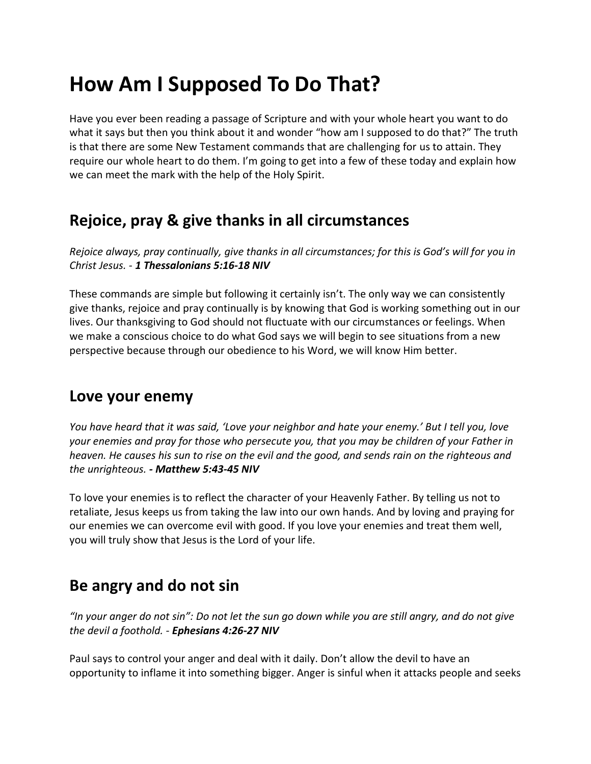# How Am I Supposed To Do That?

Have you ever been reading a passage of Scripture and with your whole heart you want to do what it says but then you think about it and wonder "how am I supposed to do that?" The truth is that there are some New Testament commands that are challenging for us to attain. They require our whole heart to do them. I'm going to get into a few of these today and explain how we can meet the mark with the help of the Holy Spirit.

## Rejoice, pray & give thanks in all circumstances

*Rejoice always, pray continually, give thanks in all circumstances; for this is God's will for you in Christ Jesus. - **1 Thessalonians 5:16-18 NIV***

These commands are simple but following it certainly isn't. The only way we can consistently give thanks, rejoice and pray continually is by knowing that God is working something out in our lives. Our thanksgiving to God should not fluctuate with our circumstances or feelings. When we make a conscious choice to do what God says we will begin to see situations from a new perspective because through our obedience to his Word, we will know Him better.

## Love your enemy

*You have heard that it was said, 'Love your neighbor and hate your enemy.' But I tell you, love your enemies and pray for those who persecute you, that you may be children of your Father in heaven. He causes his sun to rise on the evil and the good, and sends rain on the righteous and the unrighteous. **- Matthew 5:43-45 NIV***

To love your enemies is to reflect the character of your Heavenly Father. By telling us not to retaliate, Jesus keeps us from taking the law into our own hands. And by loving and praying for our enemies we can overcome evil with good. If you love your enemies and treat them well, you will truly show that Jesus is the Lord of your life.

## Be angry and do not sin

*"In your anger do not sin": Do not let the sun go down while you are still angry, and do not give the devil a foothold. - **Ephesians 4:26-27 NIV***

Paul says to control your anger and deal with it daily. Don't allow the devil to have an opportunity to inflame it into something bigger. Anger is sinful when it attacks people and seeks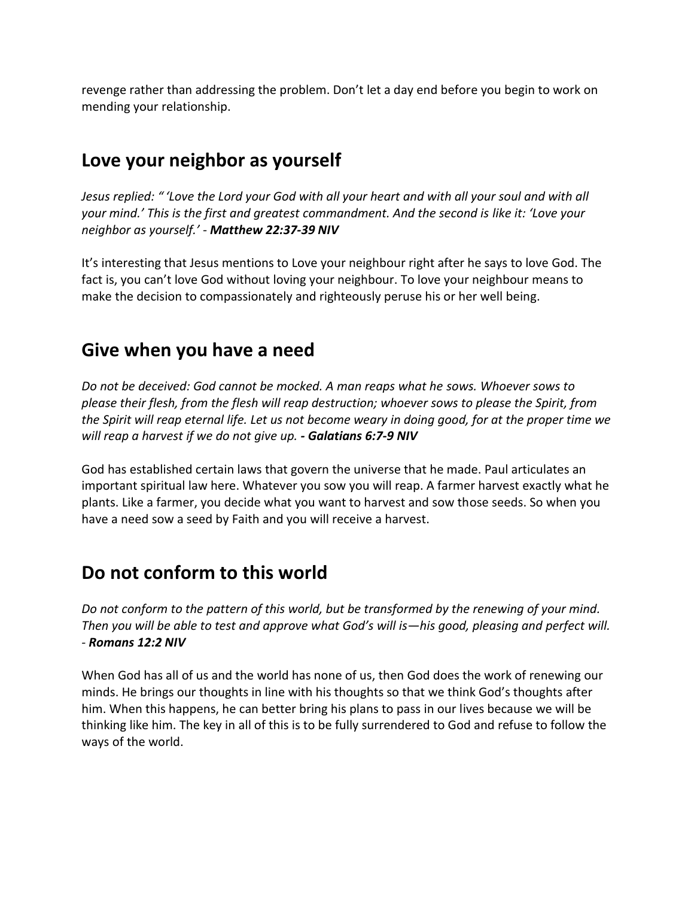revenge rather than addressing the problem. Don't let a day end before you begin to work on mending your relationship.

## Love your neighbor as yourself

*Jesus replied: " 'Love the Lord your God with all your heart and with all your soul and with all your mind.' This is the first and greatest commandment. And the second is like it: 'Love your neighbor as yourself.' -* ***Matthew 22:37-39 NIV***

It's interesting that Jesus mentions to Love your neighbour right after he says to love God. The fact is, you can't love God without loving your neighbour. To love your neighbour means to make the decision to compassionately and righteously peruse his or her well being.

## Give when you have a need

*Do not be deceived: God cannot be mocked. A man reaps what he sows. Whoever sows to please their flesh, from the flesh will reap destruction; whoever sows to please the Spirit, from the Spirit will reap eternal life. Let us not become weary in doing good, for at the proper time we will reap a harvest if we do not give up.* ***- Galatians 6:7-9 NIV***

God has established certain laws that govern the universe that he made. Paul articulates an important spiritual law here. Whatever you sow you will reap. A farmer harvest exactly what he plants. Like a farmer, you decide what you want to harvest and sow those seeds. So when you have a need sow a seed by Faith and you will receive a harvest.

## Do not conform to this world

*Do not conform to the pattern of this world, but be transformed by the renewing of your mind. Then you will be able to test and approve what God's will is—his good, pleasing and perfect will.* - ***Romans 12:2 NIV***

When God has all of us and the world has none of us, then God does the work of renewing our minds. He brings our thoughts in line with his thoughts so that we think God's thoughts after him. When this happens, he can better bring his plans to pass in our lives because we will be thinking like him. The key in all of this is to be fully surrendered to God and refuse to follow the ways of the world.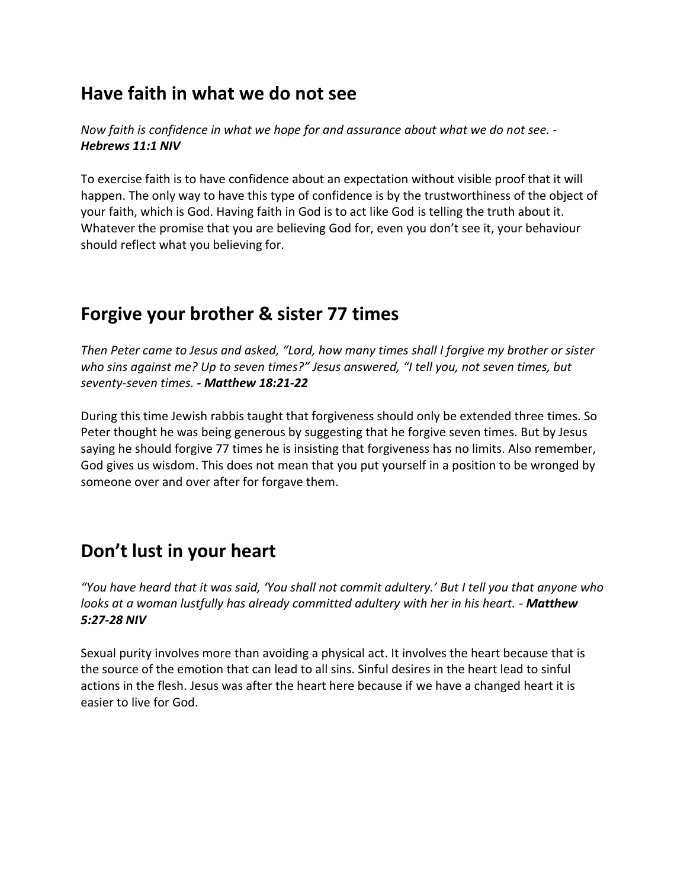## Have faith in what we do not see

*Now faith is confidence in what we hope for and assurance about what we do not see. -* ***Hebrews 11:1 NIV***

To exercise faith is to have confidence about an expectation without visible proof that it will happen. The only way to have this type of confidence is by the trustworthiness of the object of your faith, which is God. Having faith in God is to act like God is telling the truth about it. Whatever the promise that you are believing God for, even you don't see it, your behaviour should reflect what you believing for.

## Forgive your brother & sister 77 times

*Then Peter came to Jesus and asked, "Lord, how many times shall I forgive my brother or sister who sins against me? Up to seven times?" Jesus answered, "I tell you, not seven times, but seventy-seven times.* ***- Matthew 18:21-22***

During this time Jewish rabbis taught that forgiveness should only be extended three times. So Peter thought he was being generous by suggesting that he forgive seven times. But by Jesus saying he should forgive 77 times he is insisting that forgiveness has no limits. Also remember, God gives us wisdom. This does not mean that you put yourself in a position to be wronged by someone over and over after for forgave them.

## Don't lust in your heart

*"You have heard that it was said, 'You shall not commit adultery.' But I tell you that anyone who looks at a woman lustfully has already committed adultery with her in his heart. -* ***Matthew 5:27-28 NIV***

Sexual purity involves more than avoiding a physical act. It involves the heart because that is the source of the emotion that can lead to all sins. Sinful desires in the heart lead to sinful actions in the flesh. Jesus was after the heart here because if we have a changed heart it is easier to live for God.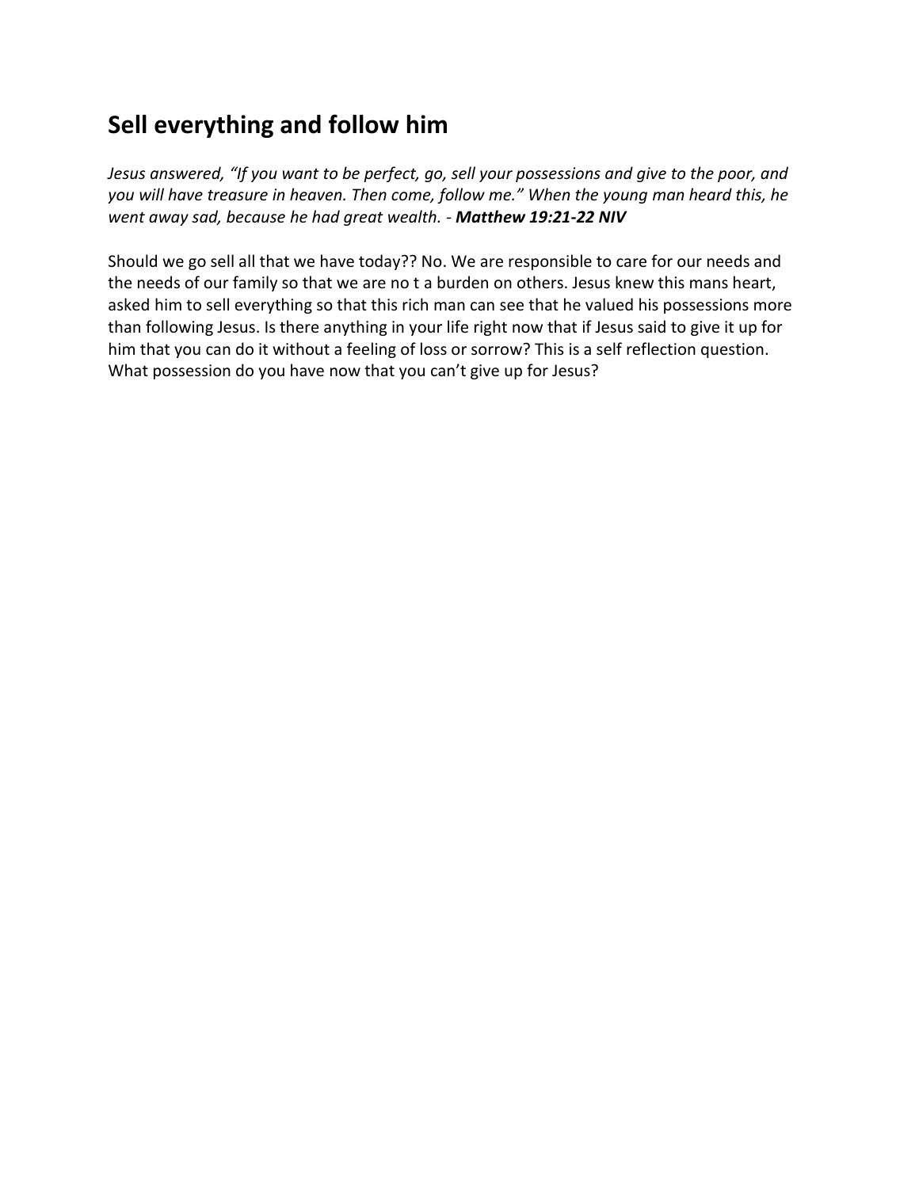## Sell everything and follow him

*Jesus answered, "If you want to be perfect, go, sell your possessions and give to the poor, and you will have treasure in heaven. Then come, follow me." When the young man heard this, he went away sad, because he had great wealth.* - ***Matthew 19:21-22 NIV***

Should we go sell all that we have today?? No. We are responsible to care for our needs and the needs of our family so that we are no t a burden on others. Jesus knew this mans heart, asked him to sell everything so that this rich man can see that he valued his possessions more than following Jesus. Is there anything in your life right now that if Jesus said to give it up for him that you can do it without a feeling of loss or sorrow? This is a self reflection question. What possession do you have now that you can't give up for Jesus?